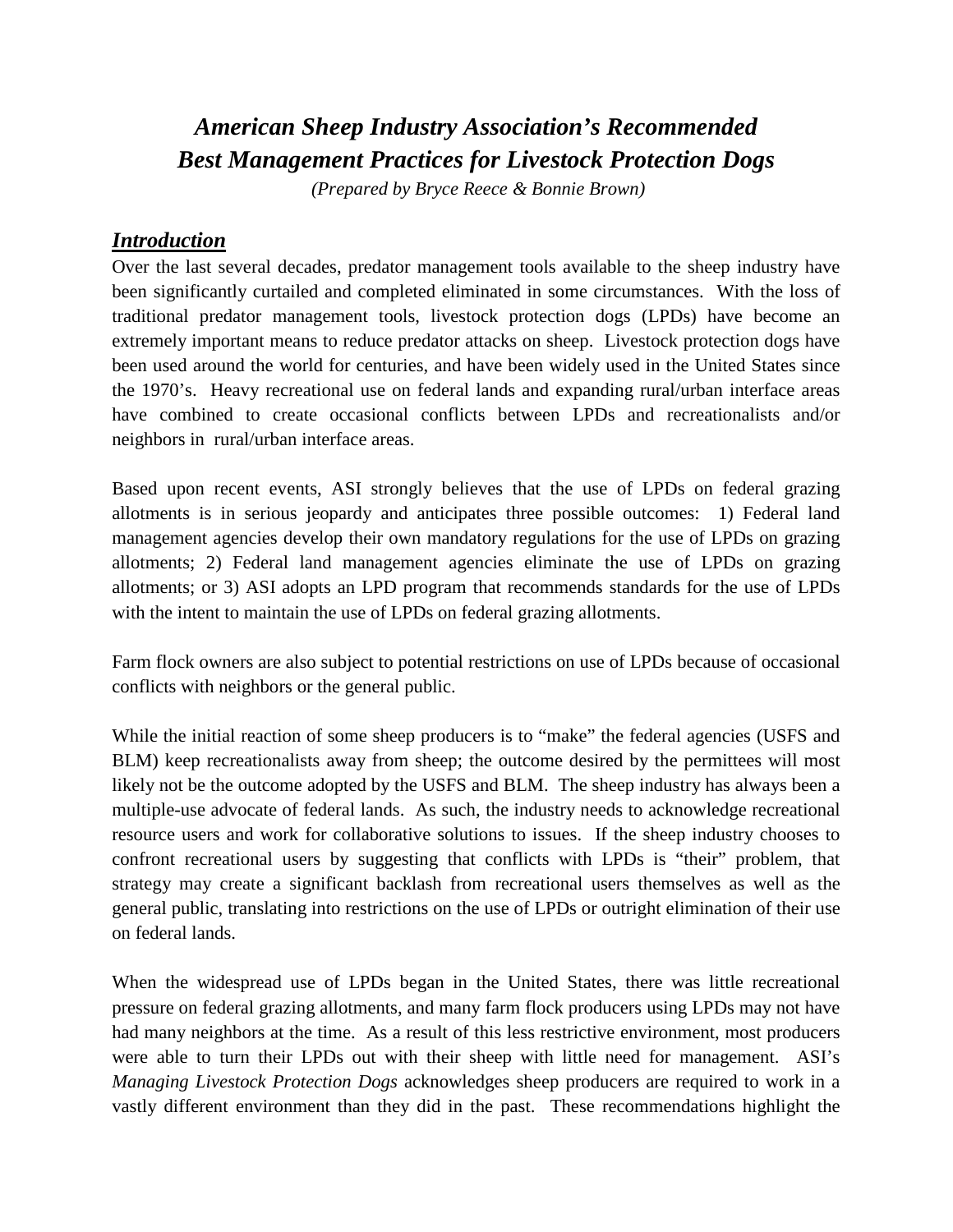# *American Sheep Industry Association's Recommended Best Management Practices for Livestock Protection Dogs*

*(Prepared by Bryce Reece & Bonnie Brown)*

## ***Introduction***

Over the last several decades, predator management tools available to the sheep industry have been significantly curtailed and completed eliminated in some circumstances. With the loss of traditional predator management tools, livestock protection dogs (LPDs) have become an extremely important means to reduce predator attacks on sheep. Livestock protection dogs have been used around the world for centuries, and have been widely used in the United States since the 1970's. Heavy recreational use on federal lands and expanding rural/urban interface areas have combined to create occasional conflicts between LPDs and recreationalists and/or neighbors in rural/urban interface areas.

Based upon recent events, ASI strongly believes that the use of LPDs on federal grazing allotments is in serious jeopardy and anticipates three possible outcomes: 1) Federal land management agencies develop their own mandatory regulations for the use of LPDs on grazing allotments; 2) Federal land management agencies eliminate the use of LPDs on grazing allotments; or 3) ASI adopts an LPD program that recommends standards for the use of LPDs with the intent to maintain the use of LPDs on federal grazing allotments.

Farm flock owners are also subject to potential restrictions on use of LPDs because of occasional conflicts with neighbors or the general public.

While the initial reaction of some sheep producers is to "make" the federal agencies (USFS and BLM) keep recreationalists away from sheep; the outcome desired by the permittees will most likely not be the outcome adopted by the USFS and BLM. The sheep industry has always been a multiple-use advocate of federal lands. As such, the industry needs to acknowledge recreational resource users and work for collaborative solutions to issues. If the sheep industry chooses to confront recreational users by suggesting that conflicts with LPDs is "their" problem, that strategy may create a significant backlash from recreational users themselves as well as the general public, translating into restrictions on the use of LPDs or outright elimination of their use on federal lands.

When the widespread use of LPDs began in the United States, there was little recreational pressure on federal grazing allotments, and many farm flock producers using LPDs may not have had many neighbors at the time. As a result of this less restrictive environment, most producers were able to turn their LPDs out with their sheep with little need for management. ASI's *Managing Livestock Protection Dogs* acknowledges sheep producers are required to work in a vastly different environment than they did in the past. These recommendations highlight the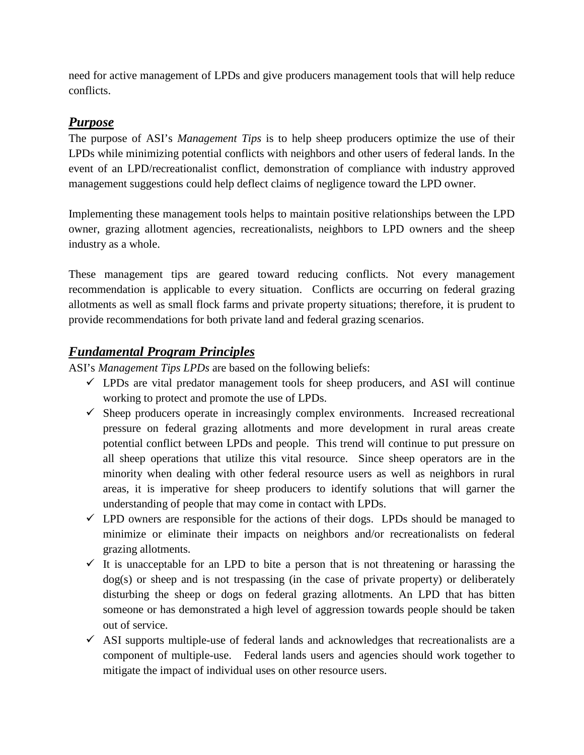need for active management of LPDs and give producers management tools that will help reduce conflicts.

## ***Purpose***

The purpose of ASI's *Management Tips* is to help sheep producers optimize the use of their LPDs while minimizing potential conflicts with neighbors and other users of federal lands. In the event of an LPD/recreationalist conflict, demonstration of compliance with industry approved management suggestions could help deflect claims of negligence toward the LPD owner.

Implementing these management tools helps to maintain positive relationships between the LPD owner, grazing allotment agencies, recreationalists, neighbors to LPD owners and the sheep industry as a whole.

These management tips are geared toward reducing conflicts. Not every management recommendation is applicable to every situation. Conflicts are occurring on federal grazing allotments as well as small flock farms and private property situations; therefore, it is prudent to provide recommendations for both private land and federal grazing scenarios.

## ***Fundamental Program Principles***

ASI's *Management Tips LPDs* are based on the following beliefs:

- ✓ LPDs are vital predator management tools for sheep producers, and ASI will continue working to protect and promote the use of LPDs.
- ✓ Sheep producers operate in increasingly complex environments. Increased recreational pressure on federal grazing allotments and more development in rural areas create potential conflict between LPDs and people. This trend will continue to put pressure on all sheep operations that utilize this vital resource. Since sheep operators are in the minority when dealing with other federal resource users as well as neighbors in rural areas, it is imperative for sheep producers to identify solutions that will garner the understanding of people that may come in contact with LPDs.
- ✓ LPD owners are responsible for the actions of their dogs. LPDs should be managed to minimize or eliminate their impacts on neighbors and/or recreationalists on federal grazing allotments.
- ✓ It is unacceptable for an LPD to bite a person that is not threatening or harassing the dog(s) or sheep and is not trespassing (in the case of private property) or deliberately disturbing the sheep or dogs on federal grazing allotments. An LPD that has bitten someone or has demonstrated a high level of aggression towards people should be taken out of service.
- ✓ ASI supports multiple-use of federal lands and acknowledges that recreationalists are a component of multiple-use. Federal lands users and agencies should work together to mitigate the impact of individual uses on other resource users.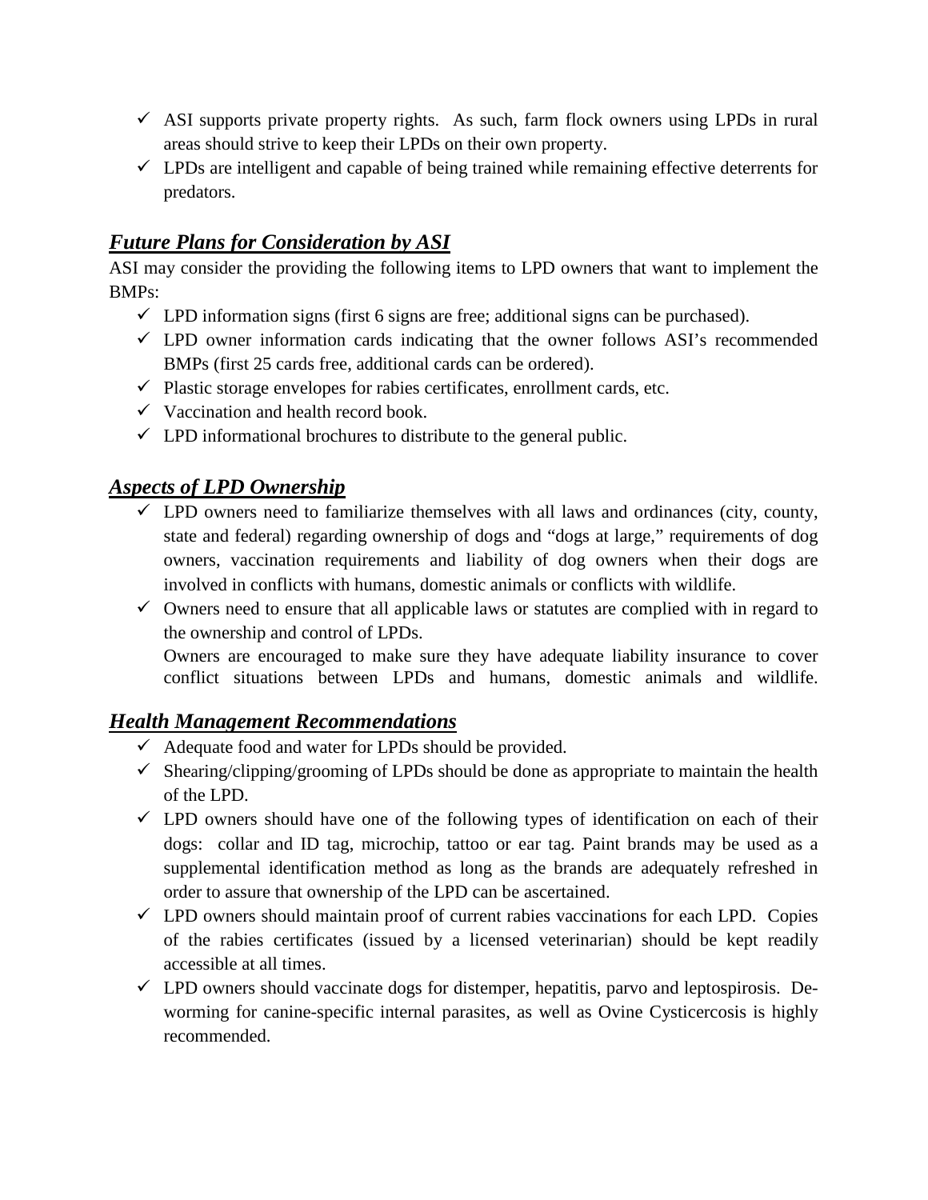- ✓ ASI supports private property rights. As such, farm flock owners using LPDs in rural areas should strive to keep their LPDs on their own property.
- ✓ LPDs are intelligent and capable of being trained while remaining effective deterrents for predators.

## ***Future Plans for Consideration by ASI***

ASI may consider the providing the following items to LPD owners that want to implement the BMPs:

- ✓ LPD information signs (first 6 signs are free; additional signs can be purchased).
- ✓ LPD owner information cards indicating that the owner follows ASI's recommended BMPs (first 25 cards free, additional cards can be ordered).
- ✓ Plastic storage envelopes for rabies certificates, enrollment cards, etc.
- ✓ Vaccination and health record book.
- ✓ LPD informational brochures to distribute to the general public.

## ***Aspects of LPD Ownership***

- ✓ LPD owners need to familiarize themselves with all laws and ordinances (city, county, state and federal) regarding ownership of dogs and "dogs at large," requirements of dog owners, vaccination requirements and liability of dog owners when their dogs are involved in conflicts with humans, domestic animals or conflicts with wildlife.
- ✓ Owners need to ensure that all applicable laws or statutes are complied with in regard to the ownership and control of LPDs.
  Owners are encouraged to make sure they have adequate liability insurance to cover conflict situations between LPDs and humans, domestic animals and wildlife.

## ***Health Management Recommendations***

- ✓ Adequate food and water for LPDs should be provided.
- ✓ Shearing/clipping/grooming of LPDs should be done as appropriate to maintain the health of the LPD.
- ✓ LPD owners should have one of the following types of identification on each of their dogs: collar and ID tag, microchip, tattoo or ear tag. Paint brands may be used as a supplemental identification method as long as the brands are adequately refreshed in order to assure that ownership of the LPD can be ascertained.
- ✓ LPD owners should maintain proof of current rabies vaccinations for each LPD. Copies of the rabies certificates (issued by a licensed veterinarian) should be kept readily accessible at all times.
- ✓ LPD owners should vaccinate dogs for distemper, hepatitis, parvo and leptospirosis. De-worming for canine-specific internal parasites, as well as Ovine Cysticercosis is highly recommended.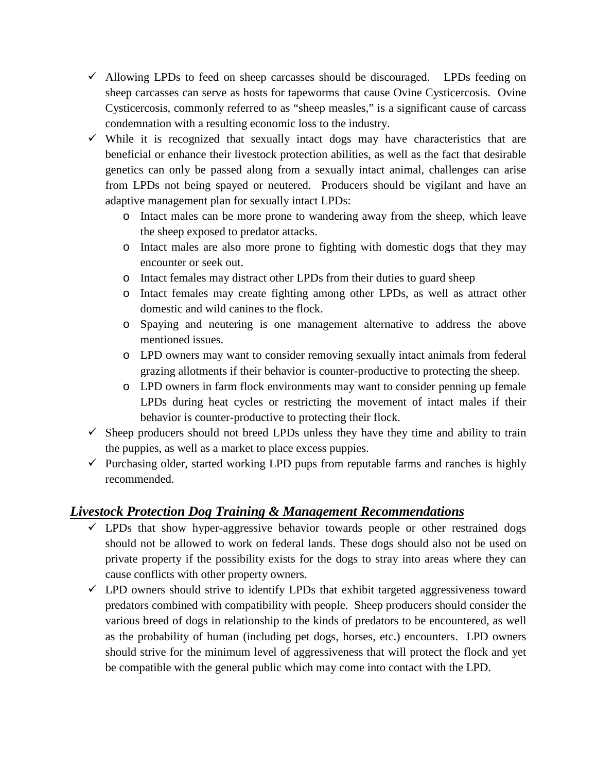- ✓ Allowing LPDs to feed on sheep carcasses should be discouraged. LPDs feeding on sheep carcasses can serve as hosts for tapeworms that cause Ovine Cysticercosis. Ovine Cysticercosis, commonly referred to as "sheep measles," is a significant cause of carcass condemnation with a resulting economic loss to the industry.
- ✓ While it is recognized that sexually intact dogs may have characteristics that are beneficial or enhance their livestock protection abilities, as well as the fact that desirable genetics can only be passed along from a sexually intact animal, challenges can arise from LPDs not being spayed or neutered. Producers should be vigilant and have an adaptive management plan for sexually intact LPDs:
  - Intact males can be more prone to wandering away from the sheep, which leave the sheep exposed to predator attacks.
  - Intact males are also more prone to fighting with domestic dogs that they may encounter or seek out.
  - Intact females may distract other LPDs from their duties to guard sheep
  - Intact females may create fighting among other LPDs, as well as attract other domestic and wild canines to the flock.
  - Spaying and neutering is one management alternative to address the above mentioned issues.
  - LPD owners may want to consider removing sexually intact animals from federal grazing allotments if their behavior is counter-productive to protecting the sheep.
  - LPD owners in farm flock environments may want to consider penning up female LPDs during heat cycles or restricting the movement of intact males if their behavior is counter-productive to protecting their flock.
- ✓ Sheep producers should not breed LPDs unless they have they time and ability to train the puppies, as well as a market to place excess puppies.
- ✓ Purchasing older, started working LPD pups from reputable farms and ranches is highly recommended.

## ***Livestock Protection Dog Training & Management Recommendations***

- ✓ LPDs that show hyper-aggressive behavior towards people or other restrained dogs should not be allowed to work on federal lands. These dogs should also not be used on private property if the possibility exists for the dogs to stray into areas where they can cause conflicts with other property owners.
- ✓ LPD owners should strive to identify LPDs that exhibit targeted aggressiveness toward predators combined with compatibility with people. Sheep producers should consider the various breed of dogs in relationship to the kinds of predators to be encountered, as well as the probability of human (including pet dogs, horses, etc.) encounters. LPD owners should strive for the minimum level of aggressiveness that will protect the flock and yet be compatible with the general public which may come into contact with the LPD.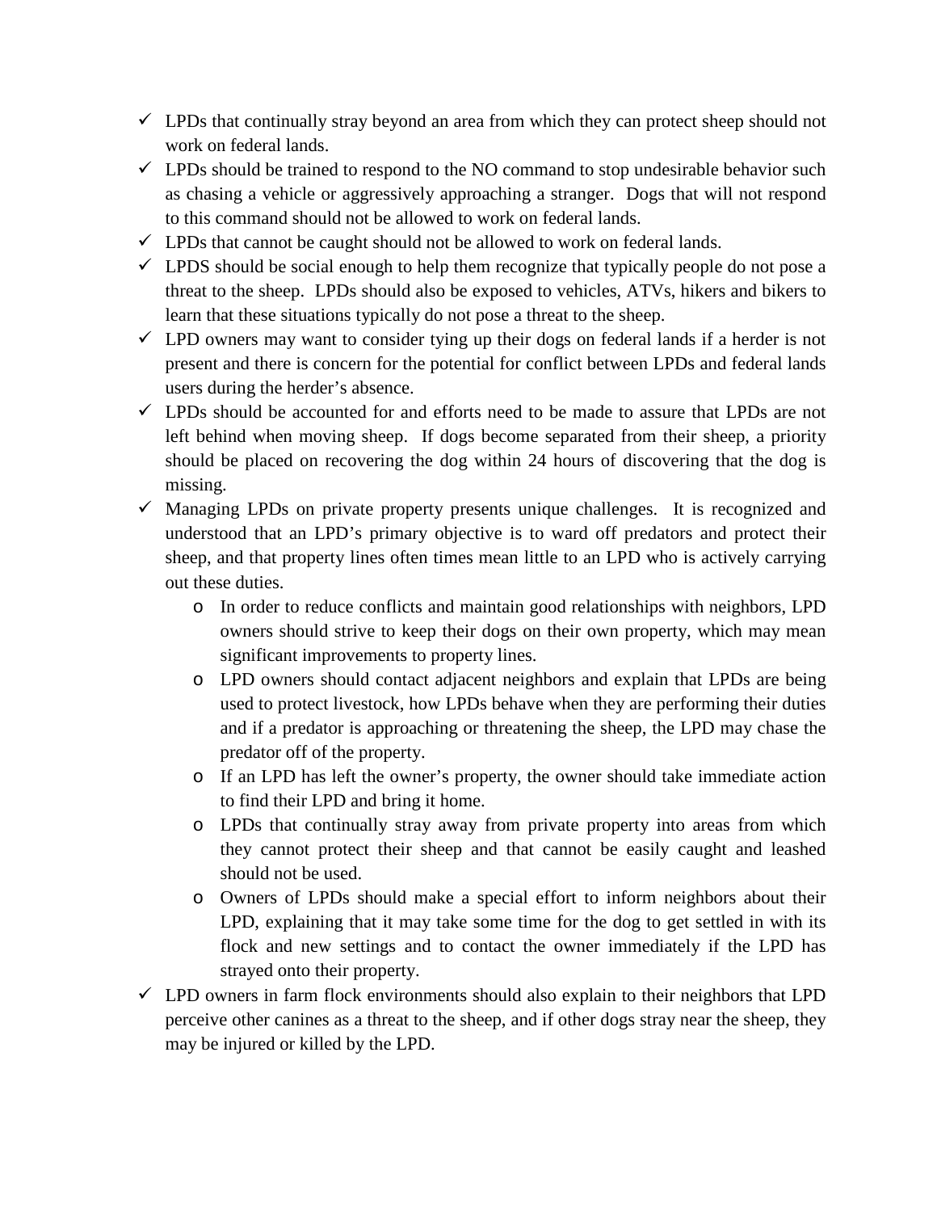- ✓ LPDs that continually stray beyond an area from which they can protect sheep should not work on federal lands.
- ✓ LPDs should be trained to respond to the NO command to stop undesirable behavior such as chasing a vehicle or aggressively approaching a stranger. Dogs that will not respond to this command should not be allowed to work on federal lands.
- ✓ LPDs that cannot be caught should not be allowed to work on federal lands.
- ✓ LPDS should be social enough to help them recognize that typically people do not pose a threat to the sheep. LPDs should also be exposed to vehicles, ATVs, hikers and bikers to learn that these situations typically do not pose a threat to the sheep.
- ✓ LPD owners may want to consider tying up their dogs on federal lands if a herder is not present and there is concern for the potential for conflict between LPDs and federal lands users during the herder's absence.
- ✓ LPDs should be accounted for and efforts need to be made to assure that LPDs are not left behind when moving sheep. If dogs become separated from their sheep, a priority should be placed on recovering the dog within 24 hours of discovering that the dog is missing.
- ✓ Managing LPDs on private property presents unique challenges. It is recognized and understood that an LPD's primary objective is to ward off predators and protect their sheep, and that property lines often times mean little to an LPD who is actively carrying out these duties.
  - In order to reduce conflicts and maintain good relationships with neighbors, LPD owners should strive to keep their dogs on their own property, which may mean significant improvements to property lines.
  - LPD owners should contact adjacent neighbors and explain that LPDs are being used to protect livestock, how LPDs behave when they are performing their duties and if a predator is approaching or threatening the sheep, the LPD may chase the predator off of the property.
  - If an LPD has left the owner's property, the owner should take immediate action to find their LPD and bring it home.
  - LPDs that continually stray away from private property into areas from which they cannot protect their sheep and that cannot be easily caught and leashed should not be used.
  - Owners of LPDs should make a special effort to inform neighbors about their LPD, explaining that it may take some time for the dog to get settled in with its flock and new settings and to contact the owner immediately if the LPD has strayed onto their property.
- ✓ LPD owners in farm flock environments should also explain to their neighbors that LPD perceive other canines as a threat to the sheep, and if other dogs stray near the sheep, they may be injured or killed by the LPD.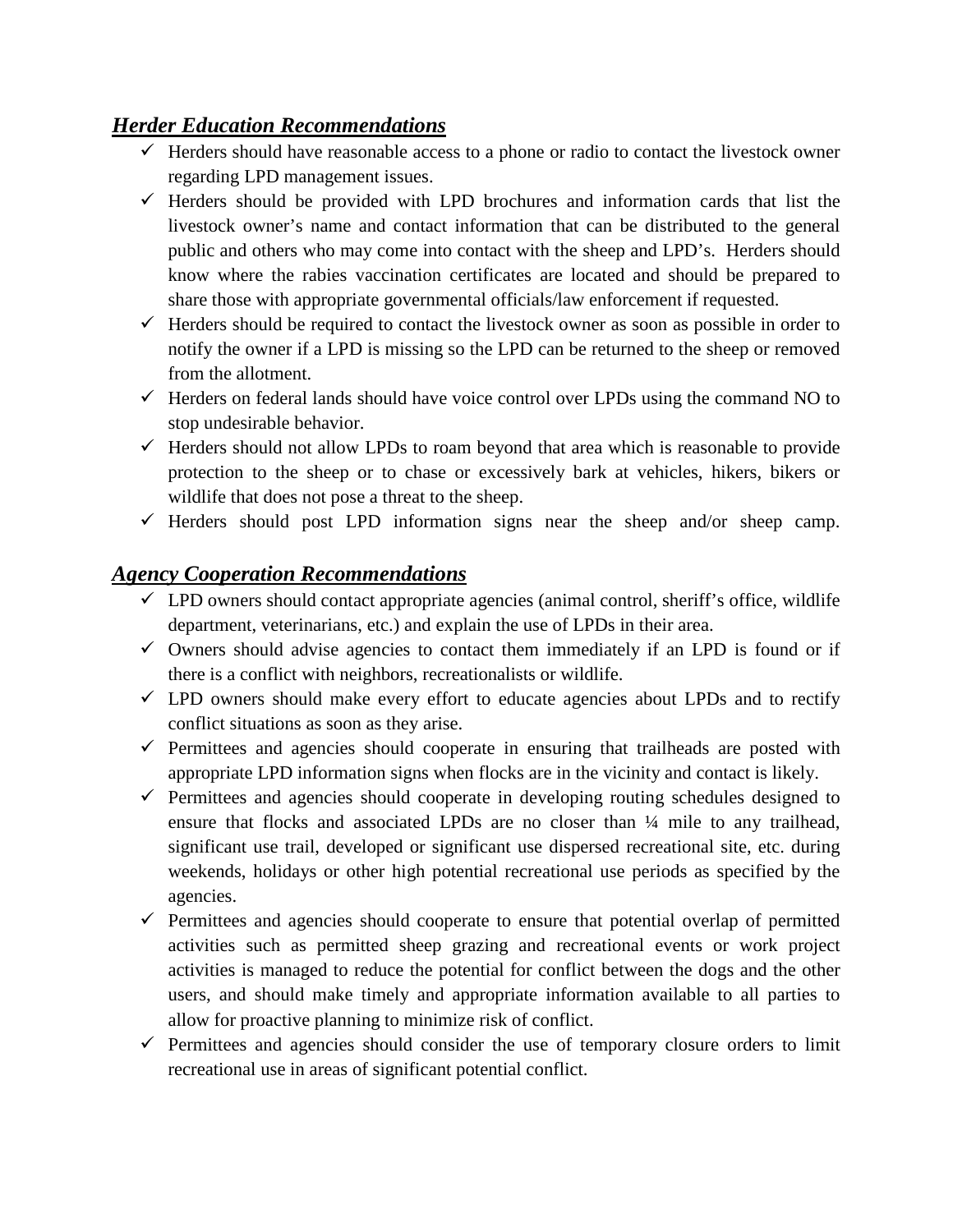## ***Herder Education Recommendations***

- ✓ Herders should have reasonable access to a phone or radio to contact the livestock owner regarding LPD management issues.
- ✓ Herders should be provided with LPD brochures and information cards that list the livestock owner's name and contact information that can be distributed to the general public and others who may come into contact with the sheep and LPD's. Herders should know where the rabies vaccination certificates are located and should be prepared to share those with appropriate governmental officials/law enforcement if requested.
- ✓ Herders should be required to contact the livestock owner as soon as possible in order to notify the owner if a LPD is missing so the LPD can be returned to the sheep or removed from the allotment.
- ✓ Herders on federal lands should have voice control over LPDs using the command NO to stop undesirable behavior.
- ✓ Herders should not allow LPDs to roam beyond that area which is reasonable to provide protection to the sheep or to chase or excessively bark at vehicles, hikers, bikers or wildlife that does not pose a threat to the sheep.
- ✓ Herders should post LPD information signs near the sheep and/or sheep camp.

## ***Agency Cooperation Recommendations***

- ✓ LPD owners should contact appropriate agencies (animal control, sheriff's office, wildlife department, veterinarians, etc.) and explain the use of LPDs in their area.
- ✓ Owners should advise agencies to contact them immediately if an LPD is found or if there is a conflict with neighbors, recreationalists or wildlife.
- ✓ LPD owners should make every effort to educate agencies about LPDs and to rectify conflict situations as soon as they arise.
- ✓ Permittees and agencies should cooperate in ensuring that trailheads are posted with appropriate LPD information signs when flocks are in the vicinity and contact is likely.
- ✓ Permittees and agencies should cooperate in developing routing schedules designed to ensure that flocks and associated LPDs are no closer than ¼ mile to any trailhead, significant use trail, developed or significant use dispersed recreational site, etc. during weekends, holidays or other high potential recreational use periods as specified by the agencies.
- ✓ Permittees and agencies should cooperate to ensure that potential overlap of permitted activities such as permitted sheep grazing and recreational events or work project activities is managed to reduce the potential for conflict between the dogs and the other users, and should make timely and appropriate information available to all parties to allow for proactive planning to minimize risk of conflict.
- ✓ Permittees and agencies should consider the use of temporary closure orders to limit recreational use in areas of significant potential conflict.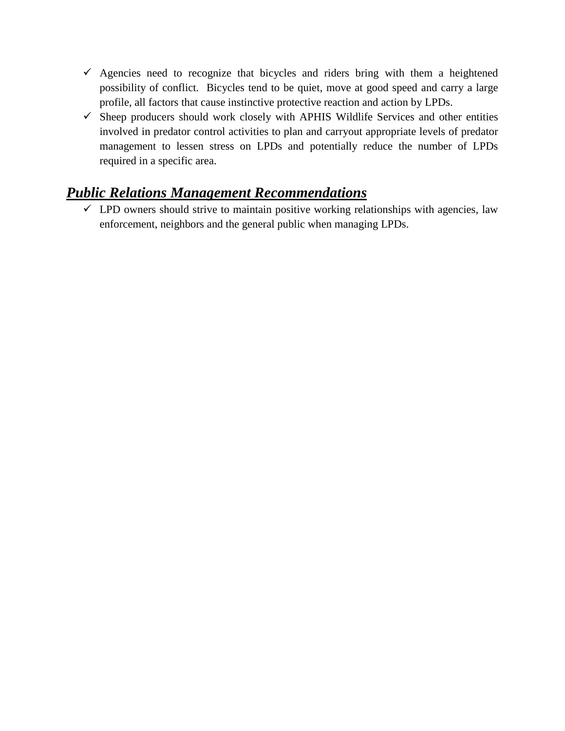- ✓ Agencies need to recognize that bicycles and riders bring with them a heightened possibility of conflict. Bicycles tend to be quiet, move at good speed and carry a large profile, all factors that cause instinctive protective reaction and action by LPDs.
- ✓ Sheep producers should work closely with APHIS Wildlife Services and other entities involved in predator control activities to plan and carryout appropriate levels of predator management to lessen stress on LPDs and potentially reduce the number of LPDs required in a specific area.

## ***Public Relations Management Recommendations***

- ✓ LPD owners should strive to maintain positive working relationships with agencies, law enforcement, neighbors and the general public when managing LPDs.